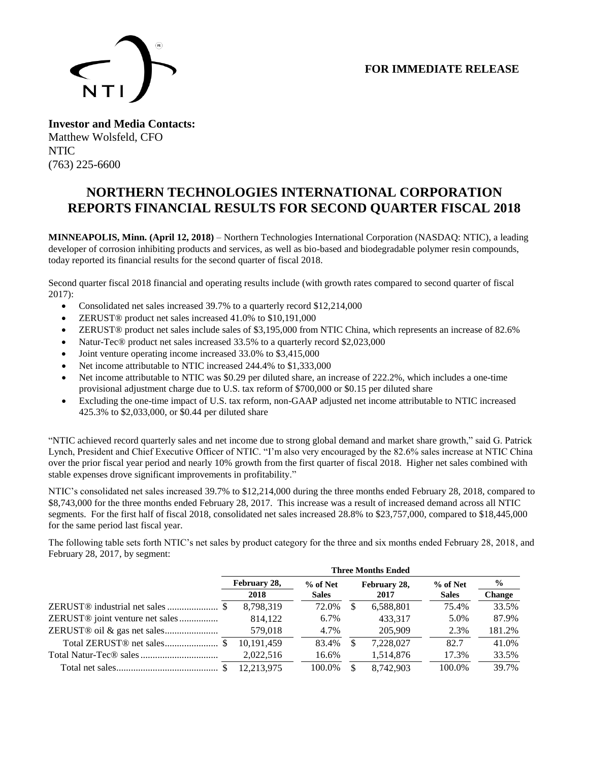**FOR IMMEDIATE RELEASE**

**Investor and Media Contacts:**
Matthew Wolsfeld, CFO
NTIC
(763) 225-6600

# NORTHERN TECHNOLOGIES INTERNATIONAL CORPORATION REPORTS FINANCIAL RESULTS FOR SECOND QUARTER FISCAL 2018

**MINNEAPOLIS, Minn. (April 12, 2018)** – Northern Technologies International Corporation (NASDAQ: NTIC), a leading developer of corrosion inhibiting products and services, as well as bio-based and biodegradable polymer resin compounds, today reported its financial results for the second quarter of fiscal 2018.

Second quarter fiscal 2018 financial and operating results include (with growth rates compared to second quarter of fiscal 2017):

- Consolidated net sales increased 39.7% to a quarterly record $12,214,000
- ZERUST® product net sales increased 41.0% to $10,191,000
- ZERUST® product net sales include sales of $3,195,000 from NTIC China, which represents an increase of 82.6%
- Natur-Tec® product net sales increased 33.5% to a quarterly record $2,023,000
- Joint venture operating income increased 33.0% to $3,415,000
- Net income attributable to NTIC increased 244.4% to $1,333,000
- Net income attributable to NTIC was $0.29 per diluted share, an increase of 222.2%, which includes a one-time provisional adjustment charge due to U.S. tax reform of $700,000 or $0.15 per diluted share
- Excluding the one-time impact of U.S. tax reform, non-GAAP adjusted net income attributable to NTIC increased 425.3% to $2,033,000, or $0.44 per diluted share

"NTIC achieved record quarterly sales and net income due to strong global demand and market share growth," said G. Patrick Lynch, President and Chief Executive Officer of NTIC. "I'm also very encouraged by the 82.6% sales increase at NTIC China over the prior fiscal year period and nearly 10% growth from the first quarter of fiscal 2018. Higher net sales combined with stable expenses drove significant improvements in profitability."

NTIC's consolidated net sales increased 39.7% to $12,214,000 during the three months ended February 28, 2018, compared to $8,743,000 for the three months ended February 28, 2017. This increase was a result of increased demand across all NTIC segments. For the first half of fiscal 2018, consolidated net sales increased 28.8% to $23,757,000, compared to $18,445,000 for the same period last fiscal year.

The following table sets forth NTIC's net sales by product category for the three and six months ended February 28, 2018, and February 28, 2017, by segment:

| | Three Months Ended | | | | |
|---|---|---|---|---|---|
| | February 28, 2018 | % of Net Sales | February 28, 2017 | % of Net Sales | % Change |
| ZERUST® industrial net sales | $ 8,798,319 | 72.0% | $ 6,588,801 | 75.4% | 33.5% |
| ZERUST® joint venture net sales | 814,122 | 6.7% | 433,317 | 5.0% | 87.9% |
| ZERUST® oil & gas net sales | 579,018 | 4.7% | 205,909 | 2.3% | 181.2% |
| Total ZERUST® net sales | $ 10,191,459 | 83.4% | $ 7,228,027 | 82.7 | 41.0% |
| Total Natur-Tec® sales | 2,022,516 | 16.6% | 1,514,876 | 17.3% | 33.5% |
| Total net sales | $ 12,213,975 | 100.0% | $ 8,742,903 | 100.0% | 39.7% |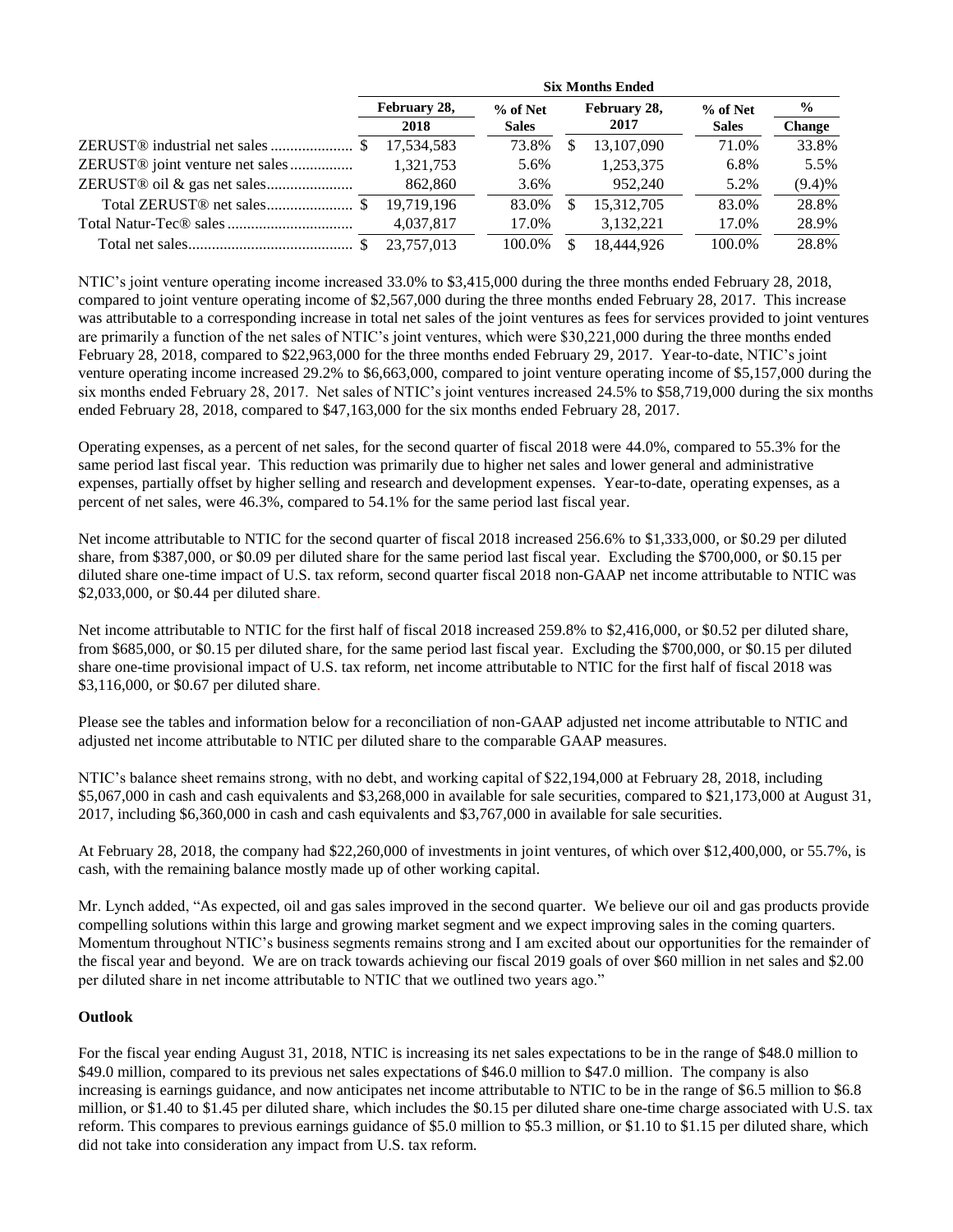| | Six Months Ended | | | | |
|---|---|---|---|---|---|
| | February 28, 2018 | % of Net Sales | February 28, 2017 | % of Net Sales | % Change |
| ZERUST® industrial net sales | $ 17,534,583 | 73.8% | $ 13,107,090 | 71.0% | 33.8% |
| ZERUST® joint venture net sales | 1,321,753 | 5.6% | 1,253,375 | 6.8% | 5.5% |
| ZERUST® oil & gas net sales | 862,860 | 3.6% | 952,240 | 5.2% | (9.4)% |
| Total ZERUST® net sales | $ 19,719,196 | 83.0% | $ 15,312,705 | 83.0% | 28.8% |
| Total Natur-Tec® sales | 4,037,817 | 17.0% | 3,132,221 | 17.0% | 28.9% |
| Total net sales | $ 23,757,013 | 100.0% | $ 18,444,926 | 100.0% | 28.8% |

NTIC's joint venture operating income increased 33.0% to $3,415,000 during the three months ended February 28, 2018, compared to joint venture operating income of $2,567,000 during the three months ended February 28, 2017. This increase was attributable to a corresponding increase in total net sales of the joint ventures as fees for services provided to joint ventures are primarily a function of the net sales of NTIC's joint ventures, which were $30,221,000 during the three months ended February 28, 2018, compared to $22,963,000 for the three months ended February 29, 2017. Year-to-date, NTIC's joint venture operating income increased 29.2% to $6,663,000, compared to joint venture operating income of $5,157,000 during the six months ended February 28, 2017. Net sales of NTIC's joint ventures increased 24.5% to $58,719,000 during the six months ended February 28, 2018, compared to $47,163,000 for the six months ended February 28, 2017.

Operating expenses, as a percent of net sales, for the second quarter of fiscal 2018 were 44.0%, compared to 55.3% for the same period last fiscal year. This reduction was primarily due to higher net sales and lower general and administrative expenses, partially offset by higher selling and research and development expenses. Year-to-date, operating expenses, as a percent of net sales, were 46.3%, compared to 54.1% for the same period last fiscal year.

Net income attributable to NTIC for the second quarter of fiscal 2018 increased 256.6% to $1,333,000, or $0.29 per diluted share, from $387,000, or $0.09 per diluted share for the same period last fiscal year. Excluding the $700,000, or $0.15 per diluted share one-time impact of U.S. tax reform, second quarter fiscal 2018 non-GAAP net income attributable to NTIC was $2,033,000, or $0.44 per diluted share.

Net income attributable to NTIC for the first half of fiscal 2018 increased 259.8% to $2,416,000, or $0.52 per diluted share, from $685,000, or $0.15 per diluted share, for the same period last fiscal year. Excluding the $700,000, or $0.15 per diluted share one-time provisional impact of U.S. tax reform, net income attributable to NTIC for the first half of fiscal 2018 was $3,116,000, or $0.67 per diluted share.

Please see the tables and information below for a reconciliation of non-GAAP adjusted net income attributable to NTIC and adjusted net income attributable to NTIC per diluted share to the comparable GAAP measures.

NTIC's balance sheet remains strong, with no debt, and working capital of $22,194,000 at February 28, 2018, including $5,067,000 in cash and cash equivalents and $3,268,000 in available for sale securities, compared to $21,173,000 at August 31, 2017, including $6,360,000 in cash and cash equivalents and $3,767,000 in available for sale securities.

At February 28, 2018, the company had $22,260,000 of investments in joint ventures, of which over $12,400,000, or 55.7%, is cash, with the remaining balance mostly made up of other working capital.

Mr. Lynch added, "As expected, oil and gas sales improved in the second quarter. We believe our oil and gas products provide compelling solutions within this large and growing market segment and we expect improving sales in the coming quarters. Momentum throughout NTIC's business segments remains strong and I am excited about our opportunities for the remainder of the fiscal year and beyond. We are on track towards achieving our fiscal 2019 goals of over $60 million in net sales and $2.00 per diluted share in net income attributable to NTIC that we outlined two years ago."

**Outlook**

For the fiscal year ending August 31, 2018, NTIC is increasing its net sales expectations to be in the range of $48.0 million to $49.0 million, compared to its previous net sales expectations of $46.0 million to $47.0 million. The company is also increasing is earnings guidance, and now anticipates net income attributable to NTIC to be in the range of $6.5 million to $6.8 million, or $1.40 to $1.45 per diluted share, which includes the $0.15 per diluted share one-time charge associated with U.S. tax reform. This compares to previous earnings guidance of $5.0 million to $5.3 million, or $1.10 to $1.15 per diluted share, which did not take into consideration any impact from U.S. tax reform.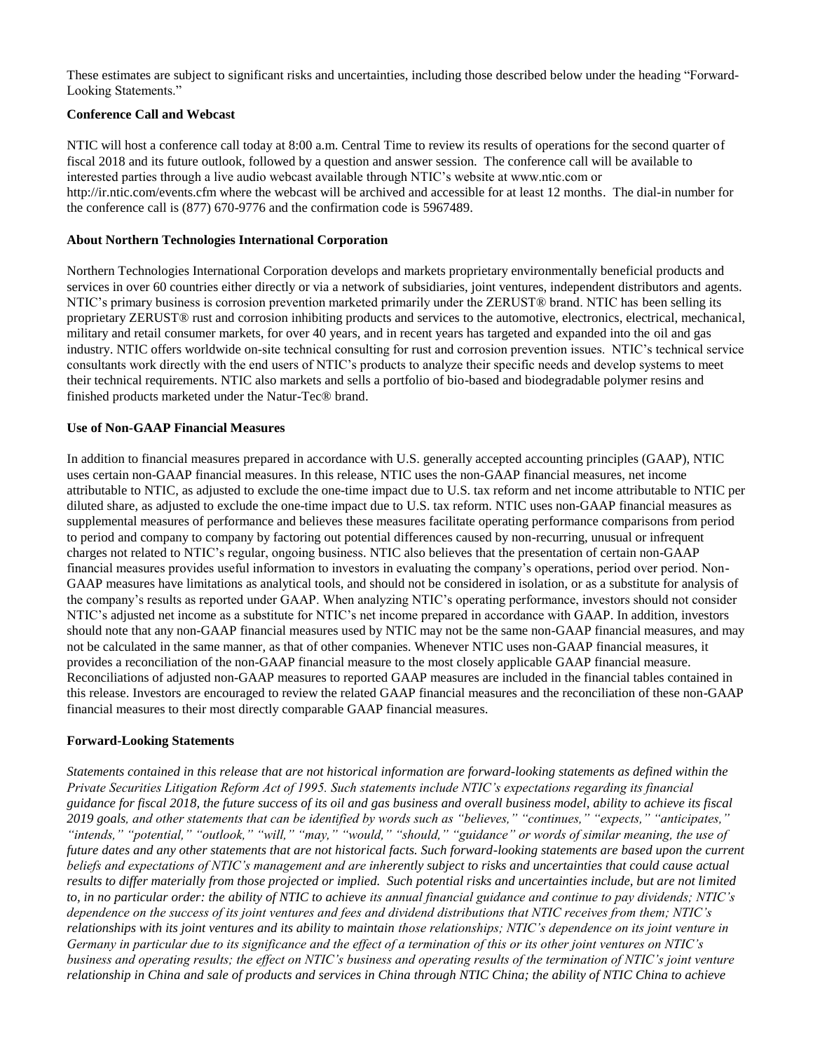These estimates are subject to significant risks and uncertainties, including those described below under the heading "Forward-Looking Statements."

**Conference Call and Webcast**

NTIC will host a conference call today at 8:00 a.m. Central Time to review its results of operations for the second quarter of fiscal 2018 and its future outlook, followed by a question and answer session. The conference call will be available to interested parties through a live audio webcast available through NTIC's website at www.ntic.com or http://ir.ntic.com/events.cfm where the webcast will be archived and accessible for at least 12 months. The dial-in number for the conference call is (877) 670-9776 and the confirmation code is 5967489.

**About Northern Technologies International Corporation**

Northern Technologies International Corporation develops and markets proprietary environmentally beneficial products and services in over 60 countries either directly or via a network of subsidiaries, joint ventures, independent distributors and agents. NTIC's primary business is corrosion prevention marketed primarily under the ZERUST® brand. NTIC has been selling its proprietary ZERUST® rust and corrosion inhibiting products and services to the automotive, electronics, electrical, mechanical, military and retail consumer markets, for over 40 years, and in recent years has targeted and expanded into the oil and gas industry. NTIC offers worldwide on-site technical consulting for rust and corrosion prevention issues. NTIC's technical service consultants work directly with the end users of NTIC's products to analyze their specific needs and develop systems to meet their technical requirements. NTIC also markets and sells a portfolio of bio-based and biodegradable polymer resins and finished products marketed under the Natur-Tec® brand.

**Use of Non-GAAP Financial Measures**

In addition to financial measures prepared in accordance with U.S. generally accepted accounting principles (GAAP), NTIC uses certain non-GAAP financial measures. In this release, NTIC uses the non-GAAP financial measures, net income attributable to NTIC, as adjusted to exclude the one-time impact due to U.S. tax reform and net income attributable to NTIC per diluted share, as adjusted to exclude the one-time impact due to U.S. tax reform. NTIC uses non-GAAP financial measures as supplemental measures of performance and believes these measures facilitate operating performance comparisons from period to period and company to company by factoring out potential differences caused by non-recurring, unusual or infrequent charges not related to NTIC's regular, ongoing business. NTIC also believes that the presentation of certain non-GAAP financial measures provides useful information to investors in evaluating the company's operations, period over period. Non-GAAP measures have limitations as analytical tools, and should not be considered in isolation, or as a substitute for analysis of the company's results as reported under GAAP. When analyzing NTIC's operating performance, investors should not consider NTIC's adjusted net income as a substitute for NTIC's net income prepared in accordance with GAAP. In addition, investors should note that any non-GAAP financial measures used by NTIC may not be the same non-GAAP financial measures, and may not be calculated in the same manner, as that of other companies. Whenever NTIC uses non-GAAP financial measures, it provides a reconciliation of the non-GAAP financial measure to the most closely applicable GAAP financial measure. Reconciliations of adjusted non-GAAP measures to reported GAAP measures are included in the financial tables contained in this release. Investors are encouraged to review the related GAAP financial measures and the reconciliation of these non-GAAP financial measures to their most directly comparable GAAP financial measures.

**Forward-Looking Statements**

*Statements contained in this release that are not historical information are forward-looking statements as defined within the Private Securities Litigation Reform Act of 1995. Such statements include NTIC's expectations regarding its financial guidance for fiscal 2018, the future success of its oil and gas business and overall business model, ability to achieve its fiscal 2019 goals, and other statements that can be identified by words such as "believes," "continues," "expects," "anticipates," "intends," "potential," "outlook," "will," "may," "would," "should," "guidance" or words of similar meaning, the use of future dates and any other statements that are not historical facts. Such forward-looking statements are based upon the current beliefs and expectations of NTIC's management and are inherently subject to risks and uncertainties that could cause actual results to differ materially from those projected or implied. Such potential risks and uncertainties include, but are not limited to, in no particular order: the ability of NTIC to achieve its annual financial guidance and continue to pay dividends; NTIC's dependence on the success of its joint ventures and fees and dividend distributions that NTIC receives from them; NTIC's relationships with its joint ventures and its ability to maintain those relationships; NTIC's dependence on its joint venture in Germany in particular due to its significance and the effect of a termination of this or its other joint ventures on NTIC's business and operating results; the effect on NTIC's business and operating results of the termination of NTIC's joint venture relationship in China and sale of products and services in China through NTIC China; the ability of NTIC China to achieve*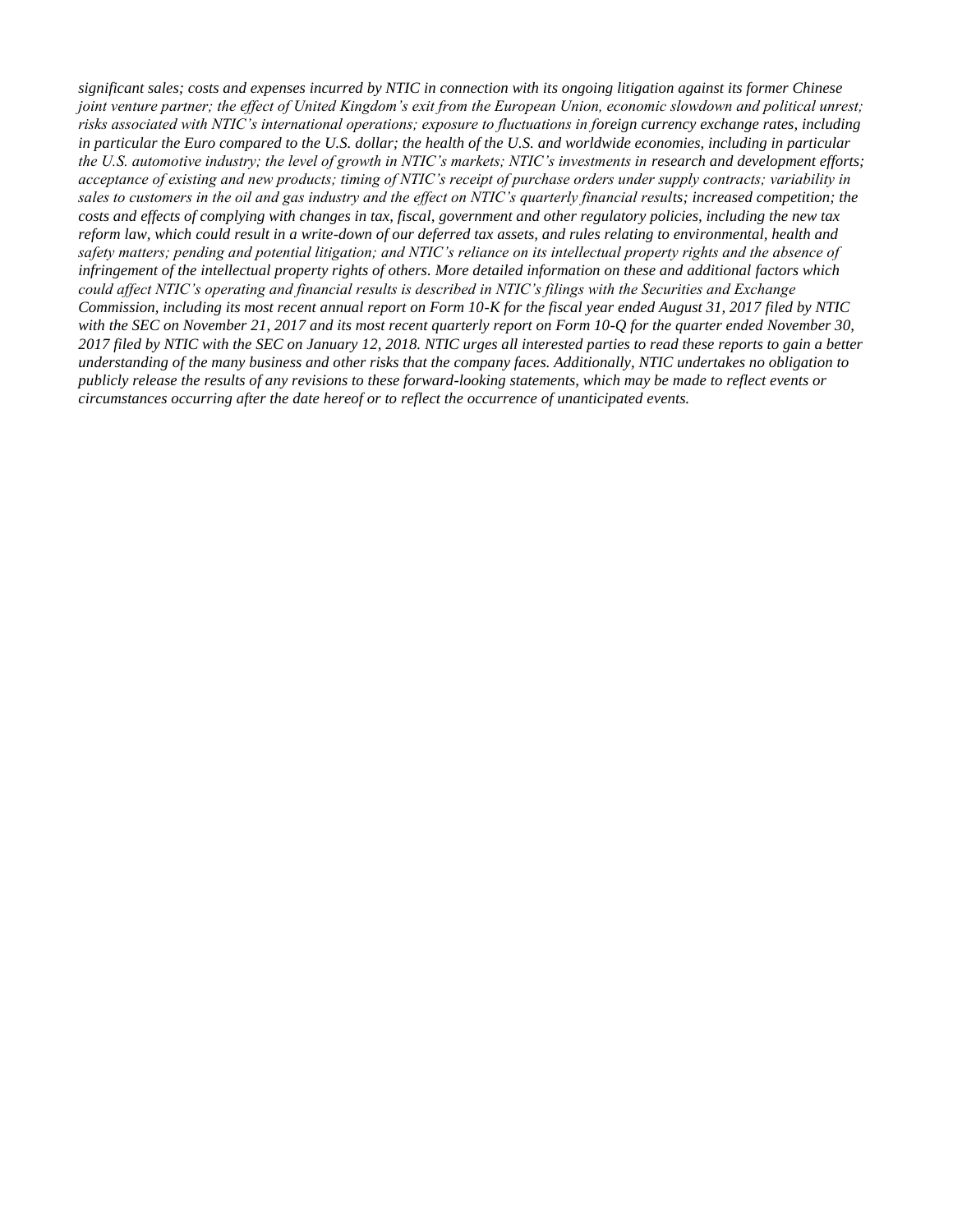*significant sales; costs and expenses incurred by NTIC in connection with its ongoing litigation against its former Chinese joint venture partner; the effect of United Kingdom's exit from the European Union, economic slowdown and political unrest; risks associated with NTIC's international operations; exposure to fluctuations in foreign currency exchange rates, including in particular the Euro compared to the U.S. dollar; the health of the U.S. and worldwide economies, including in particular the U.S. automotive industry; the level of growth in NTIC's markets; NTIC's investments in research and development efforts; acceptance of existing and new products; timing of NTIC's receipt of purchase orders under supply contracts; variability in sales to customers in the oil and gas industry and the effect on NTIC's quarterly financial results; increased competition; the costs and effects of complying with changes in tax, fiscal, government and other regulatory policies, including the new tax reform law, which could result in a write-down of our deferred tax assets, and rules relating to environmental, health and safety matters; pending and potential litigation; and NTIC's reliance on its intellectual property rights and the absence of infringement of the intellectual property rights of others. More detailed information on these and additional factors which could affect NTIC's operating and financial results is described in NTIC's filings with the Securities and Exchange Commission, including its most recent annual report on Form 10-K for the fiscal year ended August 31, 2017 filed by NTIC with the SEC on November 21, 2017 and its most recent quarterly report on Form 10-Q for the quarter ended November 30, 2017 filed by NTIC with the SEC on January 12, 2018. NTIC urges all interested parties to read these reports to gain a better understanding of the many business and other risks that the company faces. Additionally, NTIC undertakes no obligation to publicly release the results of any revisions to these forward-looking statements, which may be made to reflect events or circumstances occurring after the date hereof or to reflect the occurrence of unanticipated events.*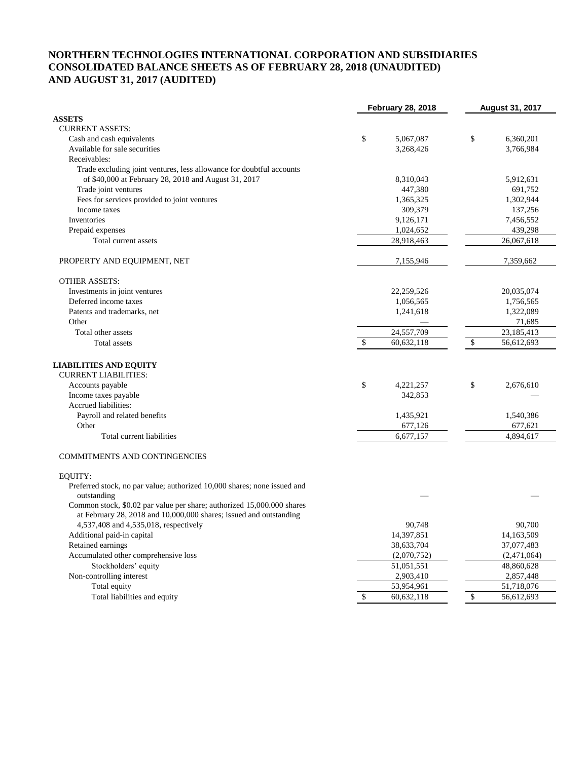# NORTHERN TECHNOLOGIES INTERNATIONAL CORPORATION AND SUBSIDIARIES
## CONSOLIDATED BALANCE SHEETS AS OF FEBRUARY 28, 2018 (UNAUDITED) AND AUGUST 31, 2017 (AUDITED)

| | February 28, 2018 | August 31, 2017 |
|---|---|---|
| **ASSETS** | | |
| CURRENT ASSETS: | | |
| Cash and cash equivalents | $ 5,067,087 | $ 6,360,201 |
| Available for sale securities | 3,268,426 | 3,766,984 |
| Receivables: | | |
| Trade excluding joint ventures, less allowance for doubtful accounts of $40,000 at February 28, 2018 and August 31, 2017 | 8,310,043 | 5,912,631 |
| Trade joint ventures | 447,380 | 691,752 |
| Fees for services provided to joint ventures | 1,365,325 | 1,302,944 |
| Income taxes | 309,379 | 137,256 |
| Inventories | 9,126,171 | 7,456,552 |
| Prepaid expenses | 1,024,652 | 439,298 |
| Total current assets | 28,918,463 | 26,067,618 |
| | | |
| PROPERTY AND EQUIPMENT, NET | 7,155,946 | 7,359,662 |
| | | |
| OTHER ASSETS: | | |
| Investments in joint ventures | 22,259,526 | 20,035,074 |
| Deferred income taxes | 1,056,565 | 1,756,565 |
| Patents and trademarks, net | 1,241,618 | 1,322,089 |
| Other | — | 71,685 |
| Total other assets | 24,557,709 | 23,185,413 |
| Total assets | $ 60,632,118 | $ 56,612,693 |
| | | |
| **LIABILITIES AND EQUITY** | | |
| CURRENT LIABILITIES: | | |
| Accounts payable | $ 4,221,257 | $ 2,676,610 |
| Income taxes payable | 342,853 | — |
| Accrued liabilities: | | |
| Payroll and related benefits | 1,435,921 | 1,540,386 |
| Other | 677,126 | 677,621 |
| Total current liabilities | 6,677,157 | 4,894,617 |
| | | |
| COMMITMENTS AND CONTINGENCIES | | |
| | | |
| EQUITY: | | |
| Preferred stock, no par value; authorized 10,000 shares; none issued and outstanding | — | — |
| Common stock, $0.02 par value per share; authorized 15,000.000 shares at February 28, 2018 and 10,000,000 shares; issued and outstanding 4,537,408 and 4,535,018, respectively | 90,748 | 90,700 |
| Additional paid-in capital | 14,397,851 | 14,163,509 |
| Retained earnings | 38,633,704 | 37,077,483 |
| Accumulated other comprehensive loss | (2,070,752) | (2,471,064) |
| Stockholders' equity | 51,051,551 | 48,860,628 |
| Non-controlling interest | 2,903,410 | 2,857,448 |
| Total equity | 53,954,961 | 51,718,076 |
| Total liabilities and equity | $ 60,632,118 | $ 56,612,693 |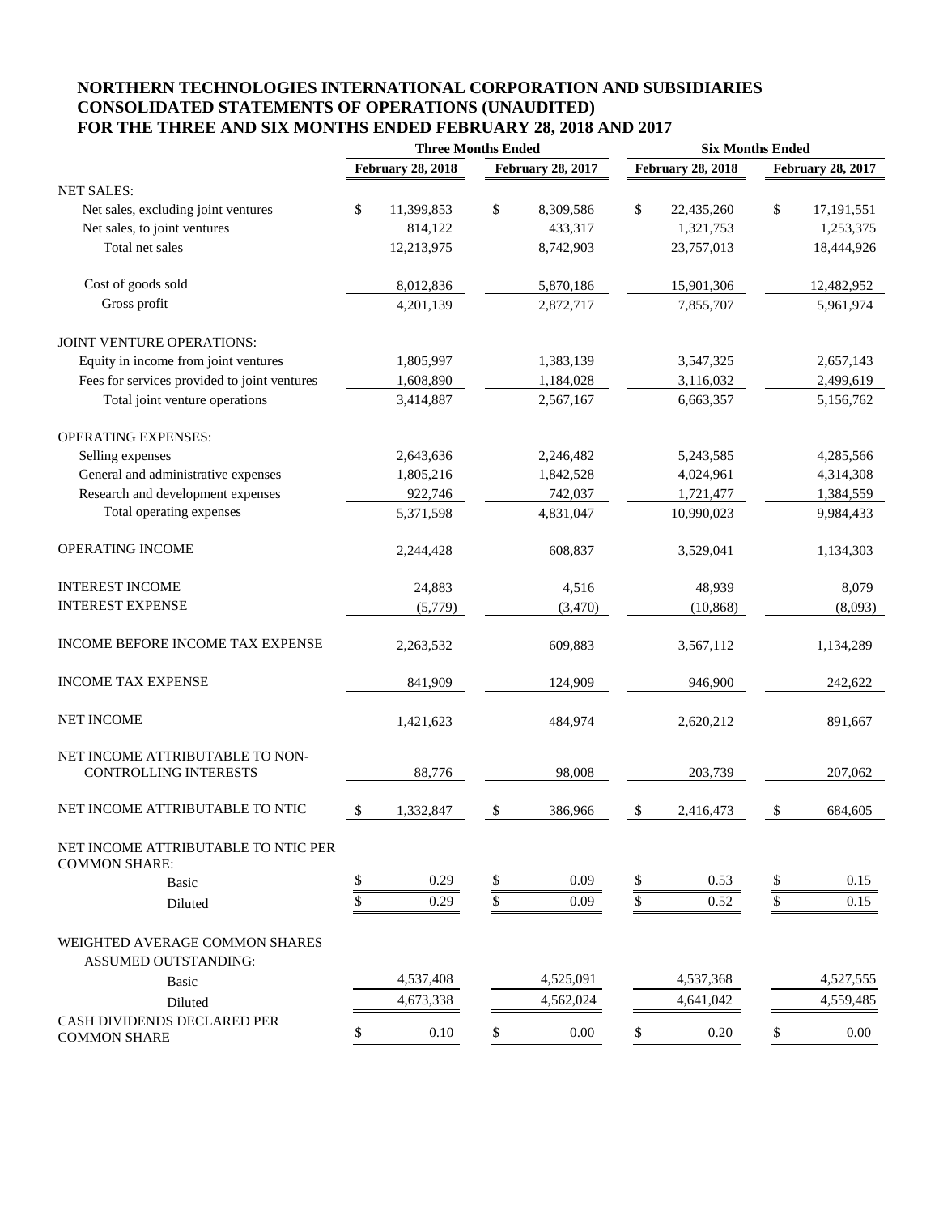**NORTHERN TECHNOLOGIES INTERNATIONAL CORPORATION AND SUBSIDIARIES**
**CONSOLIDATED STATEMENTS OF OPERATIONS (UNAUDITED)**
**FOR THE THREE AND SIX MONTHS ENDED FEBRUARY 28, 2018 AND 2017**

| | Three Months Ended | | Six Months Ended | |
|---|---|---|---|---|
| | February 28, 2018 | February 28, 2017 | February 28, 2018 | February 28, 2017 |
| NET SALES: | | | | |
| Net sales, excluding joint ventures | $ 11,399,853 | $ 8,309,586 | $ 22,435,260 | $ 17,191,551 |
| Net sales, to joint ventures | 814,122 | 433,317 | 1,321,753 | 1,253,375 |
| Total net sales | 12,213,975 | 8,742,903 | 23,757,013 | 18,444,926 |
| Cost of goods sold | 8,012,836 | 5,870,186 | 15,901,306 | 12,482,952 |
| Gross profit | 4,201,139 | 2,872,717 | 7,855,707 | 5,961,974 |
| JOINT VENTURE OPERATIONS: | | | | |
| Equity in income from joint ventures | 1,805,997 | 1,383,139 | 3,547,325 | 2,657,143 |
| Fees for services provided to joint ventures | 1,608,890 | 1,184,028 | 3,116,032 | 2,499,619 |
| Total joint venture operations | 3,414,887 | 2,567,167 | 6,663,357 | 5,156,762 |
| OPERATING EXPENSES: | | | | |
| Selling expenses | 2,643,636 | 2,246,482 | 5,243,585 | 4,285,566 |
| General and administrative expenses | 1,805,216 | 1,842,528 | 4,024,961 | 4,314,308 |
| Research and development expenses | 922,746 | 742,037 | 1,721,477 | 1,384,559 |
| Total operating expenses | 5,371,598 | 4,831,047 | 10,990,023 | 9,984,433 |
| OPERATING INCOME | 2,244,428 | 608,837 | 3,529,041 | 1,134,303 |
| INTEREST INCOME | 24,883 | 4,516 | 48,939 | 8,079 |
| INTEREST EXPENSE | (5,779) | (3,470) | (10,868) | (8,093) |
| INCOME BEFORE INCOME TAX EXPENSE | 2,263,532 | 609,883 | 3,567,112 | 1,134,289 |
| INCOME TAX EXPENSE | 841,909 | 124,909 | 946,900 | 242,622 |
| NET INCOME | 1,421,623 | 484,974 | 2,620,212 | 891,667 |
| NET INCOME ATTRIBUTABLE TO NON-CONTROLLING INTERESTS | 88,776 | 98,008 | 203,739 | 207,062 |
| NET INCOME ATTRIBUTABLE TO NTIC | $ 1,332,847 | $ 386,966 | $ 2,416,473 | $ 684,605 |
| NET INCOME ATTRIBUTABLE TO NTIC PER COMMON SHARE: | | | | |
| Basic | $ 0.29 | $ 0.09 | $ 0.53 | $ 0.15 |
| Diluted | $ 0.29 | $ 0.09 | $ 0.52 | $ 0.15 |
| WEIGHTED AVERAGE COMMON SHARES ASSUMED OUTSTANDING: | | | | |
| Basic | 4,537,408 | 4,525,091 | 4,537,368 | 4,527,555 |
| Diluted | 4,673,338 | 4,562,024 | 4,641,042 | 4,559,485 |
| CASH DIVIDENDS DECLARED PER COMMON SHARE | $ 0.10 | $ 0.00 | $ 0.20 | $ 0.00 |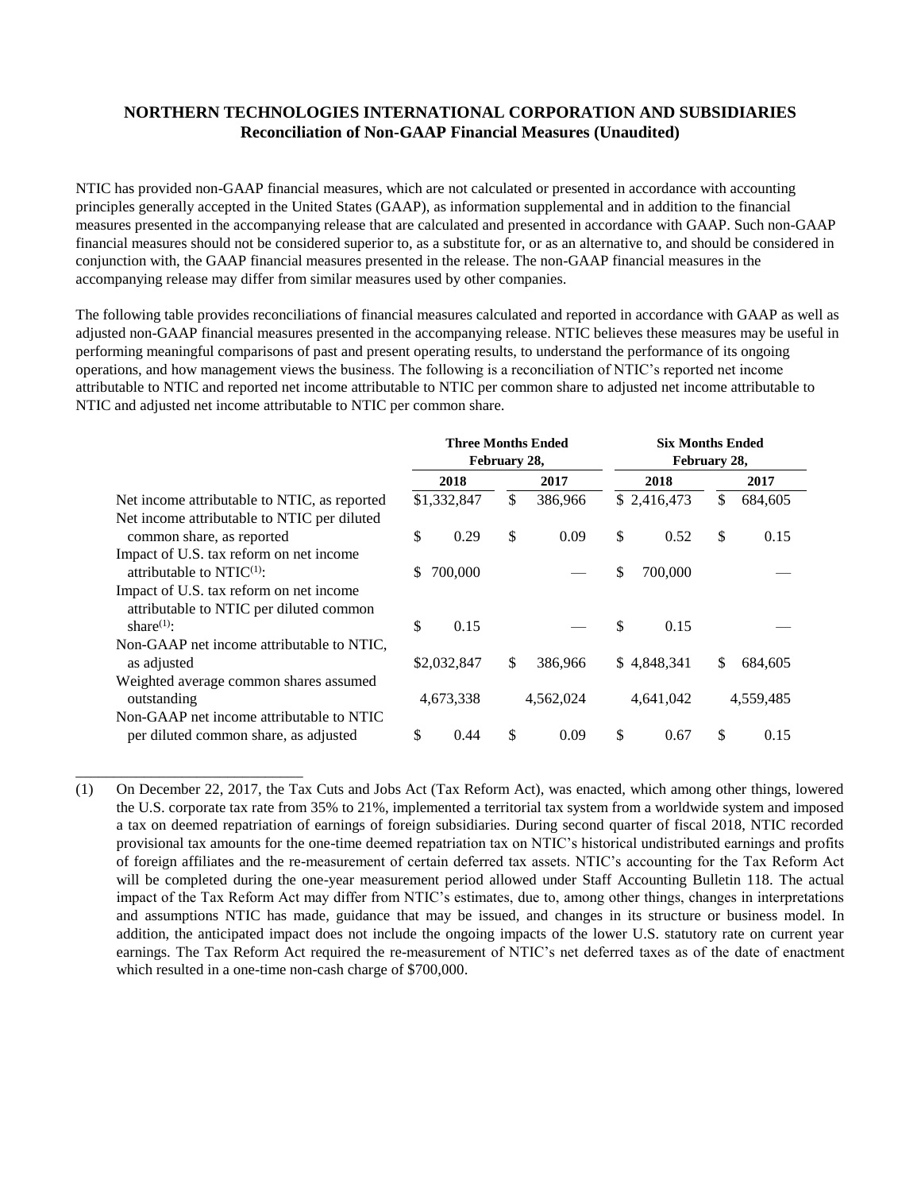**NORTHERN TECHNOLOGIES INTERNATIONAL CORPORATION AND SUBSIDIARIES**
**Reconciliation of Non-GAAP Financial Measures (Unaudited)**

NTIC has provided non-GAAP financial measures, which are not calculated or presented in accordance with accounting principles generally accepted in the United States (GAAP), as information supplemental and in addition to the financial measures presented in the accompanying release that are calculated and presented in accordance with GAAP. Such non-GAAP financial measures should not be considered superior to, as a substitute for, or as an alternative to, and should be considered in conjunction with, the GAAP financial measures presented in the release. The non-GAAP financial measures in the accompanying release may differ from similar measures used by other companies.

The following table provides reconciliations of financial measures calculated and reported in accordance with GAAP as well as adjusted non-GAAP financial measures presented in the accompanying release. NTIC believes these measures may be useful in performing meaningful comparisons of past and present operating results, to understand the performance of its ongoing operations, and how management views the business. The following is a reconciliation of NTIC's reported net income attributable to NTIC and reported net income attributable to NTIC per common share to adjusted net income attributable to NTIC and adjusted net income attributable to NTIC per common share.

| | Three Months Ended February 28, | | Six Months Ended February 28, | |
|---|---|---|---|---|
| | 2018 | 2017 | 2018 | 2017 |
| Net income attributable to NTIC, as reported | $1,332,847 | $ 386,966 | $ 2,416,473 | $ 684,605 |
| Net income attributable to NTIC per diluted common share, as reported | $ 0.29 | $ 0.09 | $ 0.52 | $ 0.15 |
| Impact of U.S. tax reform on net income attributable to NTIC[(1)]: | $ 700,000 | — | $ 700,000 | — |
| Impact of U.S. tax reform on net income attributable to NTIC per diluted common share[(1)]: | $ 0.15 | — | $ 0.15 | — |
| Non-GAAP net income attributable to NTIC, as adjusted | $2,032,847 | $ 386,966 | $ 4,848,341 | $ 684,605 |
| Weighted average common shares assumed outstanding | 4,673,338 | 4,562,024 | 4,641,042 | 4,559,485 |
| Non-GAAP net income attributable to NTIC per diluted common share, as adjusted | $ 0.44 | $ 0.09 | $ 0.67 | $ 0.15 |

(1) On December 22, 2017, the Tax Cuts and Jobs Act (Tax Reform Act), was enacted, which among other things, lowered the U.S. corporate tax rate from 35% to 21%, implemented a territorial tax system from a worldwide system and imposed a tax on deemed repatriation of earnings of foreign subsidiaries. During second quarter of fiscal 2018, NTIC recorded provisional tax amounts for the one-time deemed repatriation tax on NTIC's historical undistributed earnings and profits of foreign affiliates and the re-measurement of certain deferred tax assets. NTIC's accounting for the Tax Reform Act will be completed during the one-year measurement period allowed under Staff Accounting Bulletin 118. The actual impact of the Tax Reform Act may differ from NTIC's estimates, due to, among other things, changes in interpretations and assumptions NTIC has made, guidance that may be issued, and changes in its structure or business model. In addition, the anticipated impact does not include the ongoing impacts of the lower U.S. statutory rate on current year earnings. The Tax Reform Act required the re-measurement of NTIC's net deferred taxes as of the date of enactment which resulted in a one-time non-cash charge of $700,000.